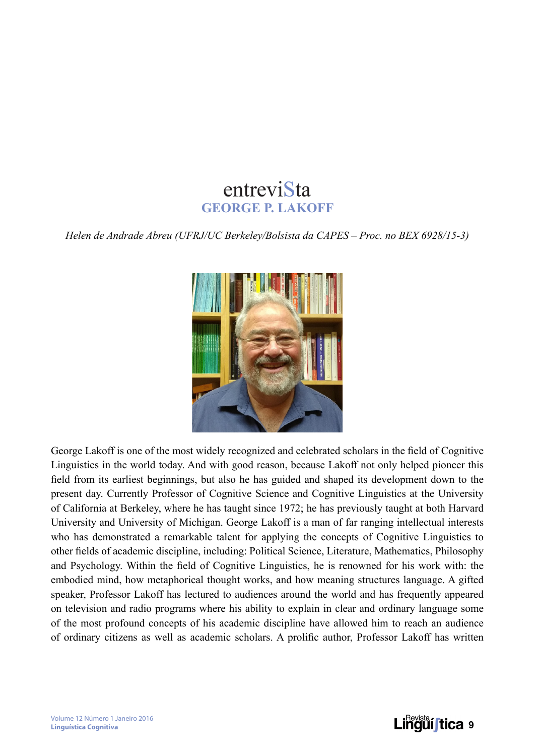# entreviSta

## GEORGE P. LAKOFF

*Helen de Andrade Abreu (UFRJ/UC Berkeley/Bolsista da CAPES – Proc. no BEX 6928/15-3)*

George Lakoff is one of the most widely recognized and celebrated scholars in the field of Cognitive Linguistics in the world today. And with good reason, because Lakoff not only helped pioneer this field from its earliest beginnings, but also he has guided and shaped its development down to the present day. Currently Professor of Cognitive Science and Cognitive Linguistics at the University of California at Berkeley, where he has taught since 1972; he has previously taught at both Harvard University and University of Michigan. George Lakoff is a man of far ranging intellectual interests who has demonstrated a remarkable talent for applying the concepts of Cognitive Linguistics to other fields of academic discipline, including: Political Science, Literature, Mathematics, Philosophy and Psychology. Within the field of Cognitive Linguistics, he is renowned for his work with: the embodied mind, how metaphorical thought works, and how meaning structures language. A gifted speaker, Professor Lakoff has lectured to audiences around the world and has frequently appeared on television and radio programs where his ability to explain in clear and ordinary language some of the most profound concepts of his academic discipline have allowed him to reach an audience of ordinary citizens as well as academic scholars. A prolific author, Professor Lakoff has written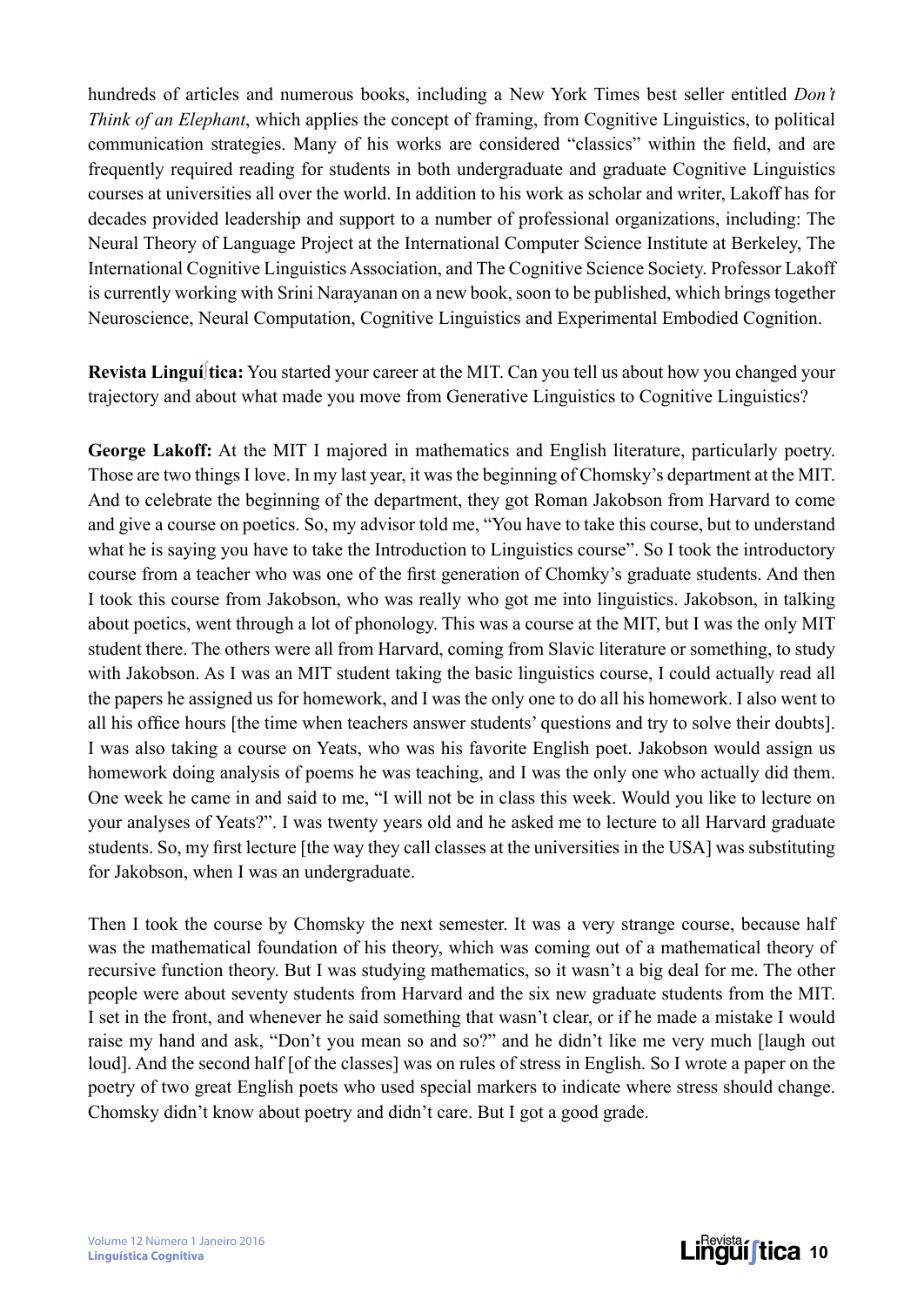hundreds of articles and numerous books, including a New York Times best seller entitled *Don't Think of an Elephant*, which applies the concept of framing, from Cognitive Linguistics, to political communication strategies. Many of his works are considered "classics" within the field, and are frequently required reading for students in both undergraduate and graduate Cognitive Linguistics courses at universities all over the world. In addition to his work as scholar and writer, Lakoff has for decades provided leadership and support to a number of professional organizations, including: The Neural Theory of Language Project at the International Computer Science Institute at Berkeley, The International Cognitive Linguistics Association, and The Cognitive Science Society. Professor Lakoff is currently working with Srini Narayanan on a new book, soon to be published, which brings together Neuroscience, Neural Computation, Cognitive Linguistics and Experimental Embodied Cognition.

**Revista Linguí∫tica:** You started your career at the MIT. Can you tell us about how you changed your trajectory and about what made you move from Generative Linguistics to Cognitive Linguistics?

**George Lakoff:** At the MIT I majored in mathematics and English literature, particularly poetry. Those are two things I love. In my last year, it was the beginning of Chomsky's department at the MIT. And to celebrate the beginning of the department, they got Roman Jakobson from Harvard to come and give a course on poetics. So, my advisor told me, "You have to take this course, but to understand what he is saying you have to take the Introduction to Linguistics course". So I took the introductory course from a teacher who was one of the first generation of Chomky's graduate students. And then I took this course from Jakobson, who was really who got me into linguistics. Jakobson, in talking about poetics, went through a lot of phonology. This was a course at the MIT, but I was the only MIT student there. The others were all from Harvard, coming from Slavic literature or something, to study with Jakobson. As I was an MIT student taking the basic linguistics course, I could actually read all the papers he assigned us for homework, and I was the only one to do all his homework. I also went to all his office hours [the time when teachers answer students' questions and try to solve their doubts]. I was also taking a course on Yeats, who was his favorite English poet. Jakobson would assign us homework doing analysis of poems he was teaching, and I was the only one who actually did them. One week he came in and said to me, "I will not be in class this week. Would you like to lecture on your analyses of Yeats?". I was twenty years old and he asked me to lecture to all Harvard graduate students. So, my first lecture [the way they call classes at the universities in the USA] was substituting for Jakobson, when I was an undergraduate.

Then I took the course by Chomsky the next semester. It was a very strange course, because half was the mathematical foundation of his theory, which was coming out of a mathematical theory of recursive function theory. But I was studying mathematics, so it wasn't a big deal for me. The other people were about seventy students from Harvard and the six new graduate students from the MIT. I set in the front, and whenever he said something that wasn't clear, or if he made a mistake I would raise my hand and ask, "Don't you mean so and so?" and he didn't like me very much [laugh out loud]. And the second half [of the classes] was on rules of stress in English. So I wrote a paper on the poetry of two great English poets who used special markers to indicate where stress should change. Chomsky didn't know about poetry and didn't care. But I got a good grade.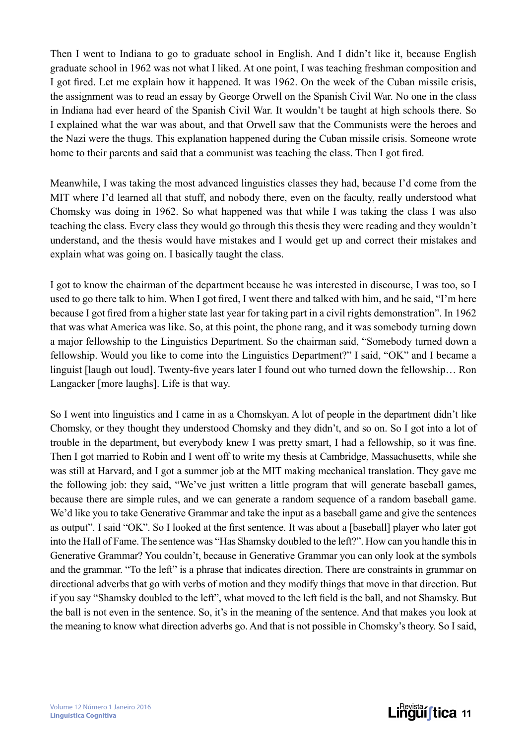Then I went to Indiana to go to graduate school in English. And I didn't like it, because English graduate school in 1962 was not what I liked. At one point, I was teaching freshman composition and I got fired. Let me explain how it happened. It was 1962. On the week of the Cuban missile crisis, the assignment was to read an essay by George Orwell on the Spanish Civil War. No one in the class in Indiana had ever heard of the Spanish Civil War. It wouldn't be taught at high schools there. So I explained what the war was about, and that Orwell saw that the Communists were the heroes and the Nazi were the thugs. This explanation happened during the Cuban missile crisis. Someone wrote home to their parents and said that a communist was teaching the class. Then I got fired.

Meanwhile, I was taking the most advanced linguistics classes they had, because I'd come from the MIT where I'd learned all that stuff, and nobody there, even on the faculty, really understood what Chomsky was doing in 1962. So what happened was that while I was taking the class I was also teaching the class. Every class they would go through this thesis they were reading and they wouldn't understand, and the thesis would have mistakes and I would get up and correct their mistakes and explain what was going on. I basically taught the class.

I got to know the chairman of the department because he was interested in discourse, I was too, so I used to go there talk to him. When I got fired, I went there and talked with him, and he said, "I'm here because I got fired from a higher state last year for taking part in a civil rights demonstration". In 1962 that was what America was like. So, at this point, the phone rang, and it was somebody turning down a major fellowship to the Linguistics Department. So the chairman said, "Somebody turned down a fellowship. Would you like to come into the Linguistics Department?" I said, "OK" and I became a linguist [laugh out loud]. Twenty-five years later I found out who turned down the fellowship… Ron Langacker [more laughs]. Life is that way.

So I went into linguistics and I came in as a Chomskyan. A lot of people in the department didn't like Chomsky, or they thought they understood Chomsky and they didn't, and so on. So I got into a lot of trouble in the department, but everybody knew I was pretty smart, I had a fellowship, so it was fine. Then I got married to Robin and I went off to write my thesis at Cambridge, Massachusetts, while she was still at Harvard, and I got a summer job at the MIT making mechanical translation. They gave me the following job: they said, "We've just written a little program that will generate baseball games, because there are simple rules, and we can generate a random sequence of a random baseball game. We'd like you to take Generative Grammar and take the input as a baseball game and give the sentences as output". I said "OK". So I looked at the first sentence. It was about a [baseball] player who later got into the Hall of Fame. The sentence was "Has Shamsky doubled to the left?". How can you handle this in Generative Grammar? You couldn't, because in Generative Grammar you can only look at the symbols and the grammar. "To the left" is a phrase that indicates direction. There are constraints in grammar on directional adverbs that go with verbs of motion and they modify things that move in that direction. But if you say "Shamsky doubled to the left", what moved to the left field is the ball, and not Shamsky. But the ball is not even in the sentence. So, it's in the meaning of the sentence. And that makes you look at the meaning to know what direction adverbs go. And that is not possible in Chomsky's theory. So I said,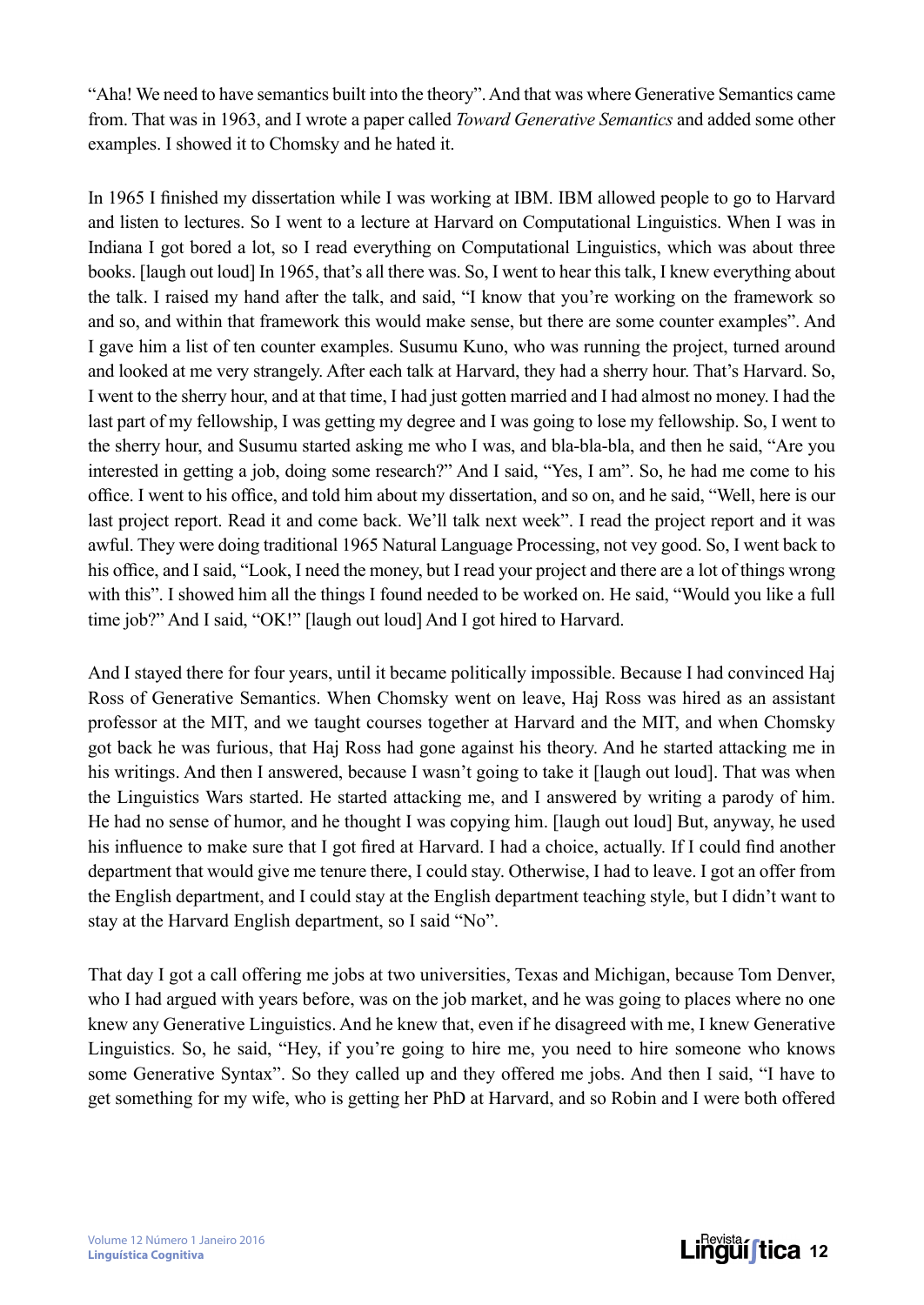"Aha! We need to have semantics built into the theory". And that was where Generative Semantics came from. That was in 1963, and I wrote a paper called *Toward Generative Semantics* and added some other examples. I showed it to Chomsky and he hated it.

In 1965 I finished my dissertation while I was working at IBM. IBM allowed people to go to Harvard and listen to lectures. So I went to a lecture at Harvard on Computational Linguistics. When I was in Indiana I got bored a lot, so I read everything on Computational Linguistics, which was about three books. [laugh out loud] In 1965, that's all there was. So, I went to hear this talk, I knew everything about the talk. I raised my hand after the talk, and said, "I know that you're working on the framework so and so, and within that framework this would make sense, but there are some counter examples". And I gave him a list of ten counter examples. Susumu Kuno, who was running the project, turned around and looked at me very strangely. After each talk at Harvard, they had a sherry hour. That's Harvard. So, I went to the sherry hour, and at that time, I had just gotten married and I had almost no money. I had the last part of my fellowship, I was getting my degree and I was going to lose my fellowship. So, I went to the sherry hour, and Susumu started asking me who I was, and bla-bla-bla, and then he said, "Are you interested in getting a job, doing some research?" And I said, "Yes, I am". So, he had me come to his office. I went to his office, and told him about my dissertation, and so on, and he said, "Well, here is our last project report. Read it and come back. We'll talk next week". I read the project report and it was awful. They were doing traditional 1965 Natural Language Processing, not vey good. So, I went back to his office, and I said, "Look, I need the money, but I read your project and there are a lot of things wrong with this". I showed him all the things I found needed to be worked on. He said, "Would you like a full time job?" And I said, "OK!" [laugh out loud] And I got hired to Harvard.

And I stayed there for four years, until it became politically impossible. Because I had convinced Haj Ross of Generative Semantics. When Chomsky went on leave, Haj Ross was hired as an assistant professor at the MIT, and we taught courses together at Harvard and the MIT, and when Chomsky got back he was furious, that Haj Ross had gone against his theory. And he started attacking me in his writings. And then I answered, because I wasn't going to take it [laugh out loud]. That was when the Linguistics Wars started. He started attacking me, and I answered by writing a parody of him. He had no sense of humor, and he thought I was copying him. [laugh out loud] But, anyway, he used his influence to make sure that I got fired at Harvard. I had a choice, actually. If I could find another department that would give me tenure there, I could stay. Otherwise, I had to leave. I got an offer from the English department, and I could stay at the English department teaching style, but I didn't want to stay at the Harvard English department, so I said "No".

That day I got a call offering me jobs at two universities, Texas and Michigan, because Tom Denver, who I had argued with years before, was on the job market, and he was going to places where no one knew any Generative Linguistics. And he knew that, even if he disagreed with me, I knew Generative Linguistics. So, he said, "Hey, if you're going to hire me, you need to hire someone who knows some Generative Syntax". So they called up and they offered me jobs. And then I said, "I have to get something for my wife, who is getting her PhD at Harvard, and so Robin and I were both offered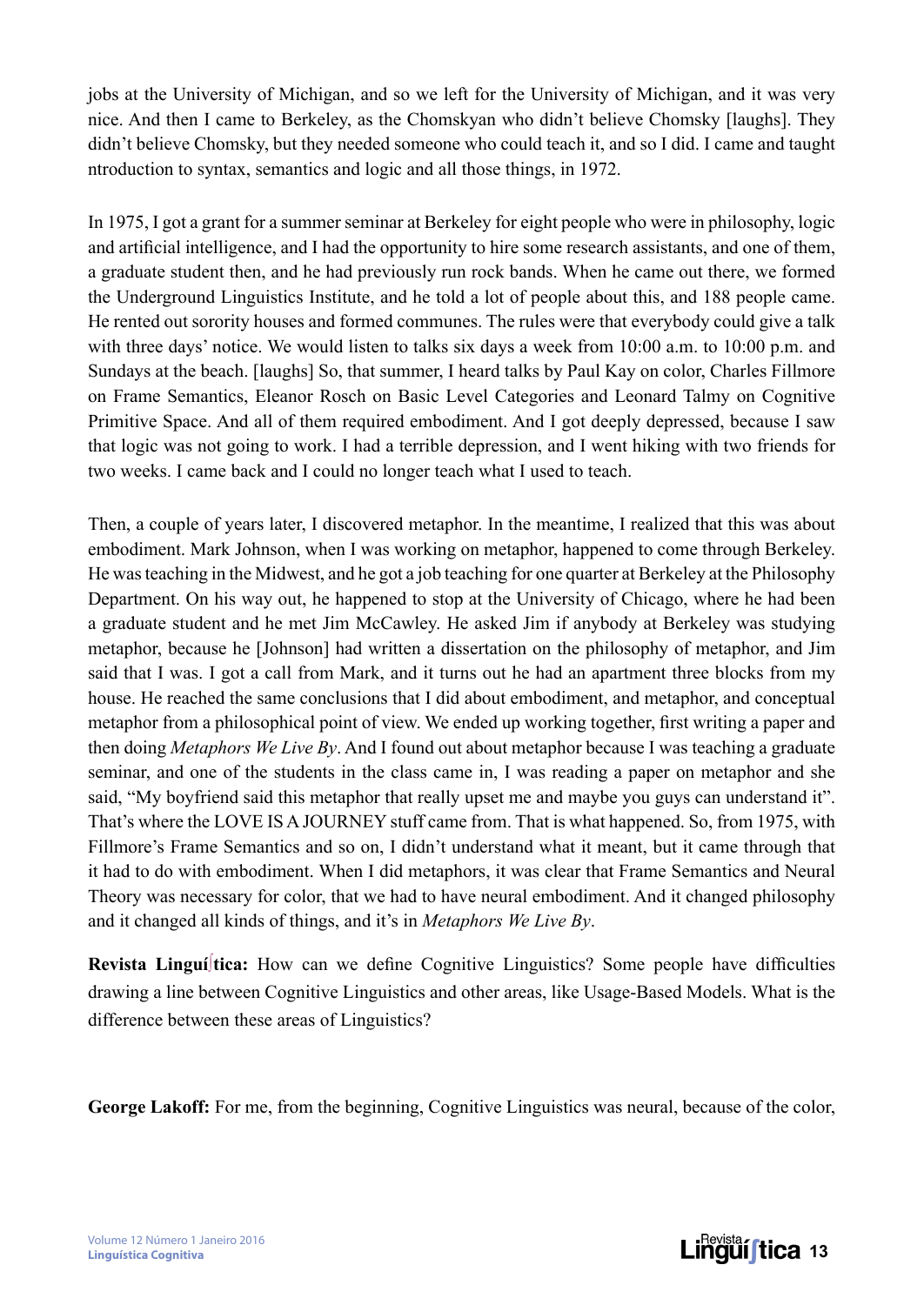jobs at the University of Michigan, and so we left for the University of Michigan, and it was very nice. And then I came to Berkeley, as the Chomskyan who didn't believe Chomsky [laughs]. They didn't believe Chomsky, but they needed someone who could teach it, and so I did. I came and taught ntroduction to syntax, semantics and logic and all those things, in 1972.

In 1975, I got a grant for a summer seminar at Berkeley for eight people who were in philosophy, logic and artificial intelligence, and I had the opportunity to hire some research assistants, and one of them, a graduate student then, and he had previously run rock bands. When he came out there, we formed the Underground Linguistics Institute, and he told a lot of people about this, and 188 people came. He rented out sorority houses and formed communes. The rules were that everybody could give a talk with three days' notice. We would listen to talks six days a week from 10:00 a.m. to 10:00 p.m. and Sundays at the beach. [laughs] So, that summer, I heard talks by Paul Kay on color, Charles Fillmore on Frame Semantics, Eleanor Rosch on Basic Level Categories and Leonard Talmy on Cognitive Primitive Space. And all of them required embodiment. And I got deeply depressed, because I saw that logic was not going to work. I had a terrible depression, and I went hiking with two friends for two weeks. I came back and I could no longer teach what I used to teach.

Then, a couple of years later, I discovered metaphor. In the meantime, I realized that this was about embodiment. Mark Johnson, when I was working on metaphor, happened to come through Berkeley. He was teaching in the Midwest, and he got a job teaching for one quarter at Berkeley at the Philosophy Department. On his way out, he happened to stop at the University of Chicago, where he had been a graduate student and he met Jim McCawley. He asked Jim if anybody at Berkeley was studying metaphor, because he [Johnson] had written a dissertation on the philosophy of metaphor, and Jim said that I was. I got a call from Mark, and it turns out he had an apartment three blocks from my house. He reached the same conclusions that I did about embodiment, and metaphor, and conceptual metaphor from a philosophical point of view. We ended up working together, first writing a paper and then doing *Metaphors We Live By*. And I found out about metaphor because I was teaching a graduate seminar, and one of the students in the class came in, I was reading a paper on metaphor and she said, "My boyfriend said this metaphor that really upset me and maybe you guys can understand it". That's where the LOVE IS A JOURNEY stuff came from. That is what happened. So, from 1975, with Fillmore's Frame Semantics and so on, I didn't understand what it meant, but it came through that it had to do with embodiment. When I did metaphors, it was clear that Frame Semantics and Neural Theory was necessary for color, that we had to have neural embodiment. And it changed philosophy and it changed all kinds of things, and it's in *Metaphors We Live By*.

**Revista Linguíʃtica:** How can we define Cognitive Linguistics? Some people have difficulties drawing a line between Cognitive Linguistics and other areas, like Usage-Based Models. What is the difference between these areas of Linguistics?

**George Lakoff:** For me, from the beginning, Cognitive Linguistics was neural, because of the color,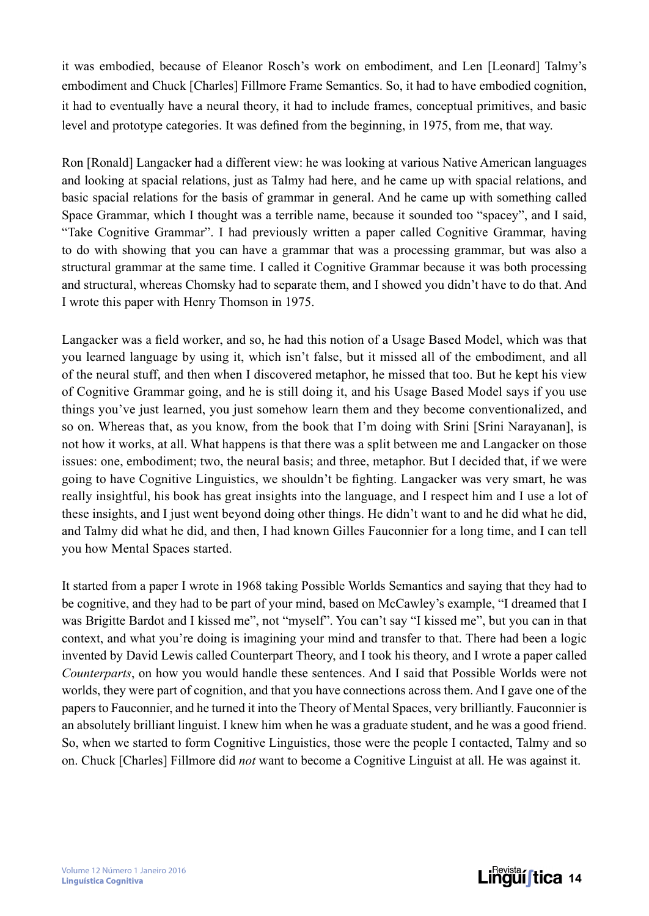it was embodied, because of Eleanor Rosch's work on embodiment, and Len [Leonard] Talmy's embodiment and Chuck [Charles] Fillmore Frame Semantics. So, it had to have embodied cognition, it had to eventually have a neural theory, it had to include frames, conceptual primitives, and basic level and prototype categories. It was defined from the beginning, in 1975, from me, that way.

Ron [Ronald] Langacker had a different view: he was looking at various Native American languages and looking at spacial relations, just as Talmy had here, and he came up with spacial relations, and basic spacial relations for the basis of grammar in general. And he came up with something called Space Grammar, which I thought was a terrible name, because it sounded too "spacey", and I said, "Take Cognitive Grammar". I had previously written a paper called Cognitive Grammar, having to do with showing that you can have a grammar that was a processing grammar, but was also a structural grammar at the same time. I called it Cognitive Grammar because it was both processing and structural, whereas Chomsky had to separate them, and I showed you didn't have to do that. And I wrote this paper with Henry Thomson in 1975.

Langacker was a field worker, and so, he had this notion of a Usage Based Model, which was that you learned language by using it, which isn't false, but it missed all of the embodiment, and all of the neural stuff, and then when I discovered metaphor, he missed that too. But he kept his view of Cognitive Grammar going, and he is still doing it, and his Usage Based Model says if you use things you've just learned, you just somehow learn them and they become conventionalized, and so on. Whereas that, as you know, from the book that I'm doing with Srini [Srini Narayanan], is not how it works, at all. What happens is that there was a split between me and Langacker on those issues: one, embodiment; two, the neural basis; and three, metaphor. But I decided that, if we were going to have Cognitive Linguistics, we shouldn't be fighting. Langacker was very smart, he was really insightful, his book has great insights into the language, and I respect him and I use a lot of these insights, and I just went beyond doing other things. He didn't want to and he did what he did, and Talmy did what he did, and then, I had known Gilles Fauconnier for a long time, and I can tell you how Mental Spaces started.

It started from a paper I wrote in 1968 taking Possible Worlds Semantics and saying that they had to be cognitive, and they had to be part of your mind, based on McCawley's example, "I dreamed that I was Brigitte Bardot and I kissed me", not "myself". You can't say "I kissed me", but you can in that context, and what you're doing is imagining your mind and transfer to that. There had been a logic invented by David Lewis called Counterpart Theory, and I took his theory, and I wrote a paper called *Counterparts*, on how you would handle these sentences. And I said that Possible Worlds were not worlds, they were part of cognition, and that you have connections across them. And I gave one of the papers to Fauconnier, and he turned it into the Theory of Mental Spaces, very brilliantly. Fauconnier is an absolutely brilliant linguist. I knew him when he was a graduate student, and he was a good friend. So, when we started to form Cognitive Linguistics, those were the people I contacted, Talmy and so on. Chuck [Charles] Fillmore did *not* want to become a Cognitive Linguist at all. He was against it.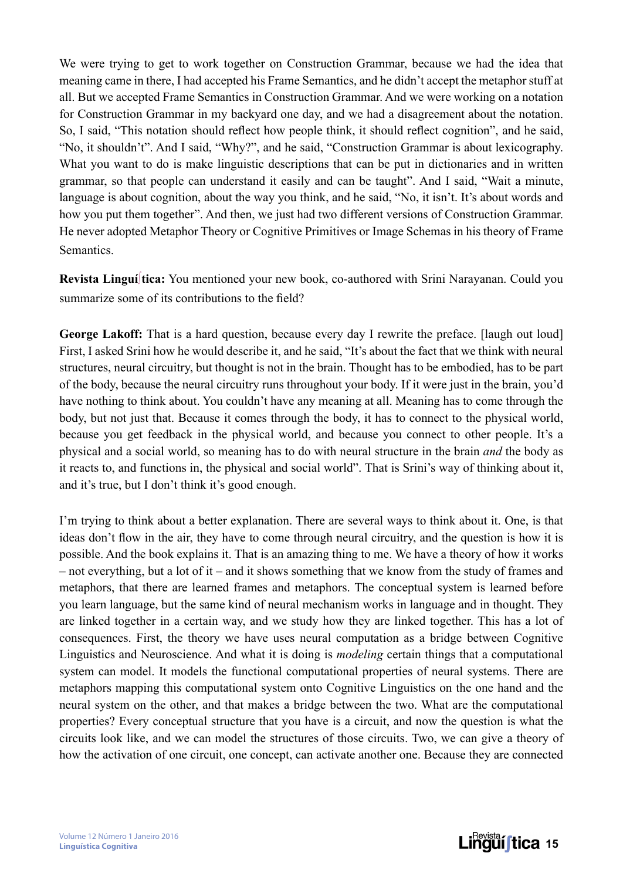We were trying to get to work together on Construction Grammar, because we had the idea that meaning came in there, I had accepted his Frame Semantics, and he didn't accept the metaphor stuff at all. But we accepted Frame Semantics in Construction Grammar. And we were working on a notation for Construction Grammar in my backyard one day, and we had a disagreement about the notation. So, I said, "This notation should reflect how people think, it should reflect cognition", and he said, "No, it shouldn't". And I said, "Why?", and he said, "Construction Grammar is about lexicography. What you want to do is make linguistic descriptions that can be put in dictionaries and in written grammar, so that people can understand it easily and can be taught". And I said, "Wait a minute, language is about cognition, about the way you think, and he said, "No, it isn't. It's about words and how you put them together". And then, we just had two different versions of Construction Grammar. He never adopted Metaphor Theory or Cognitive Primitives or Image Schemas in his theory of Frame Semantics.

**Revista Linguí∫tica:** You mentioned your new book, co-authored with Srini Narayanan. Could you summarize some of its contributions to the field?

**George Lakoff:** That is a hard question, because every day I rewrite the preface. [laugh out loud] First, I asked Srini how he would describe it, and he said, "It's about the fact that we think with neural structures, neural circuitry, but thought is not in the brain. Thought has to be embodied, has to be part of the body, because the neural circuitry runs throughout your body. If it were just in the brain, you'd have nothing to think about. You couldn't have any meaning at all. Meaning has to come through the body, but not just that. Because it comes through the body, it has to connect to the physical world, because you get feedback in the physical world, and because you connect to other people. It's a physical and a social world, so meaning has to do with neural structure in the brain *and* the body as it reacts to, and functions in, the physical and social world". That is Srini's way of thinking about it, and it's true, but I don't think it's good enough.

I'm trying to think about a better explanation. There are several ways to think about it. One, is that ideas don't flow in the air, they have to come through neural circuitry, and the question is how it is possible. And the book explains it. That is an amazing thing to me. We have a theory of how it works – not everything, but a lot of it – and it shows something that we know from the study of frames and metaphors, that there are learned frames and metaphors. The conceptual system is learned before you learn language, but the same kind of neural mechanism works in language and in thought. They are linked together in a certain way, and we study how they are linked together. This has a lot of consequences. First, the theory we have uses neural computation as a bridge between Cognitive Linguistics and Neuroscience. And what it is doing is *modeling* certain things that a computational system can model. It models the functional computational properties of neural systems. There are metaphors mapping this computational system onto Cognitive Linguistics on the one hand and the neural system on the other, and that makes a bridge between the two. What are the computational properties? Every conceptual structure that you have is a circuit, and now the question is what the circuits look like, and we can model the structures of those circuits. Two, we can give a theory of how the activation of one circuit, one concept, can activate another one. Because they are connected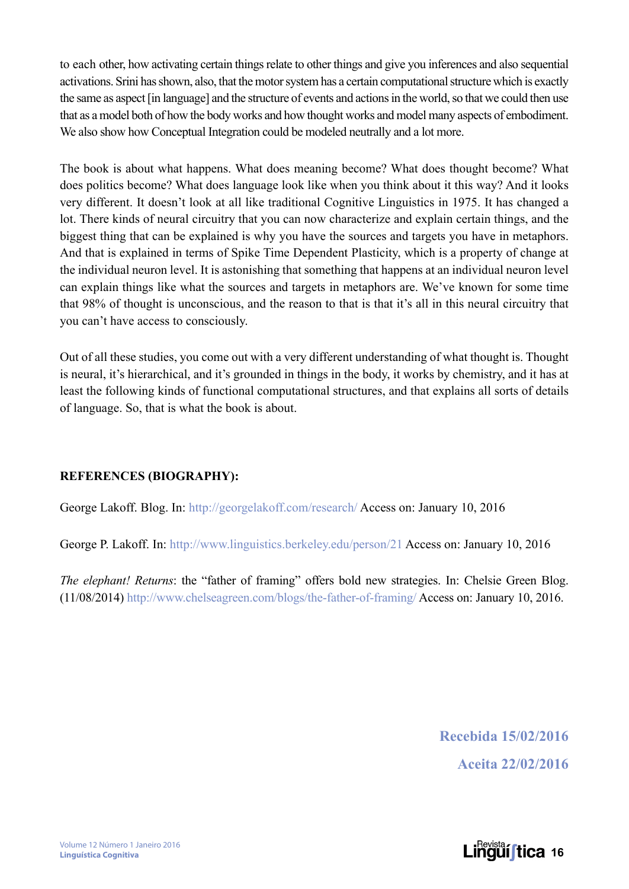to each other, how activating certain things relate to other things and give you inferences and also sequential activations. Srini has shown, also, that the motor system has a certain computational structure which is exactly the same as aspect [in language] and the structure of events and actions in the world, so that we could then use that as a model both of how the body works and how thought works and model many aspects of embodiment. We also show how Conceptual Integration could be modeled neutrally and a lot more.

The book is about what happens. What does meaning become? What does thought become? What does politics become? What does language look like when you think about it this way? And it looks very different. It doesn't look at all like traditional Cognitive Linguistics in 1975. It has changed a lot. There kinds of neural circuitry that you can now characterize and explain certain things, and the biggest thing that can be explained is why you have the sources and targets you have in metaphors. And that is explained in terms of Spike Time Dependent Plasticity, which is a property of change at the individual neuron level. It is astonishing that something that happens at an individual neuron level can explain things like what the sources and targets in metaphors are. We've known for some time that 98% of thought is unconscious, and the reason to that is that it's all in this neural circuitry that you can't have access to consciously.

Out of all these studies, you come out with a very different understanding of what thought is. Thought is neural, it's hierarchical, and it's grounded in things in the body, it works by chemistry, and it has at least the following kinds of functional computational structures, and that explains all sorts of details of language. So, that is what the book is about.

**REFERENCES (BIOGRAPHY):**

George Lakoff. Blog. In: http://georgelakoff.com/research/ Access on: January 10, 2016

George P. Lakoff. In: http://www.linguistics.berkeley.edu/person/21 Access on: January 10, 2016

*The elephant! Returns*: the "father of framing" offers bold new strategies. In: Chelsie Green Blog. (11/08/2014) http://www.chelseagreen.com/blogs/the-father-of-framing/ Access on: January 10, 2016.

**Recebida 15/02/2016**

**Aceita 22/02/2016**